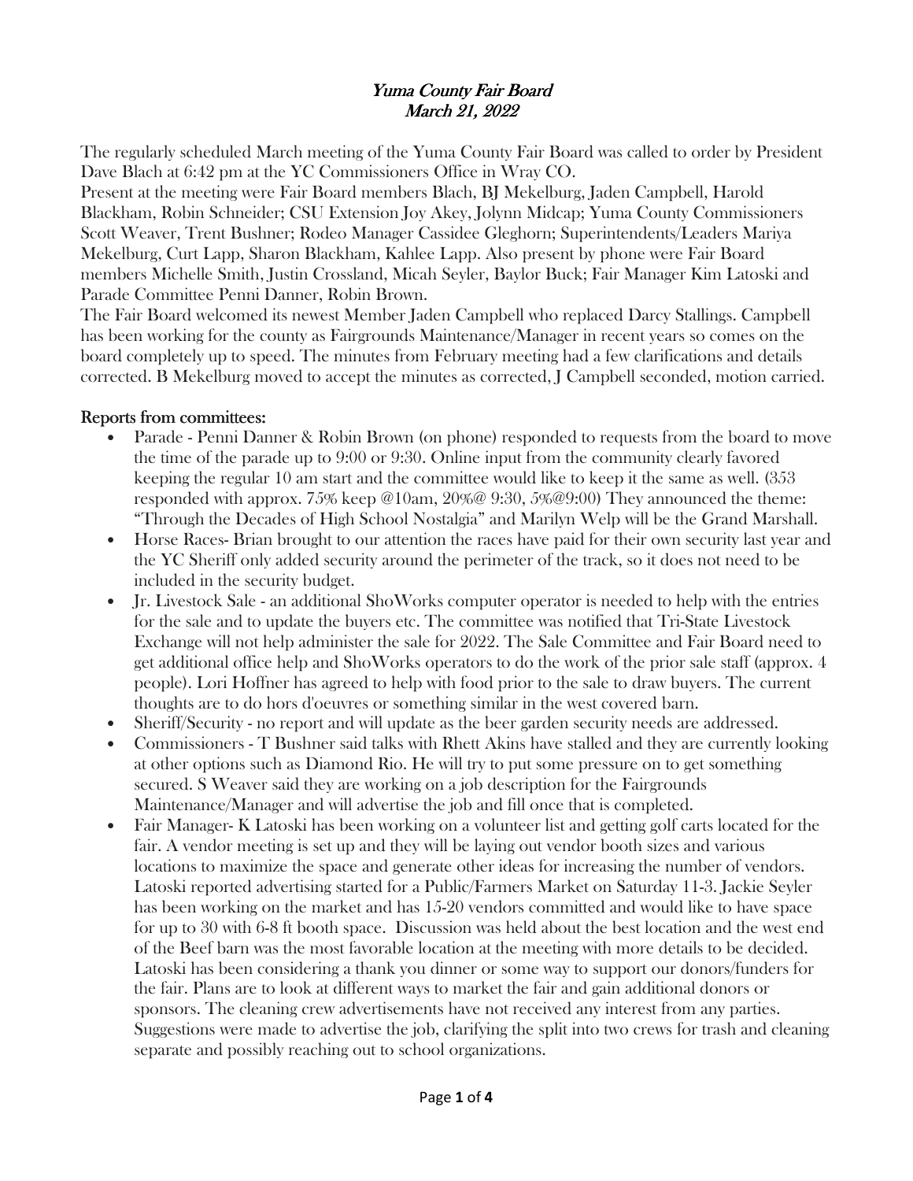# Yuma County Fair Board
## March 21, 2022

The regularly scheduled March meeting of the Yuma County Fair Board was called to order by President Dave Blach at 6:42 pm at the YC Commissioners Office in Wray CO.

Present at the meeting were Fair Board members Blach, BJ Mekelburg, Jaden Campbell, Harold Blackham, Robin Schneider; CSU Extension Joy Akey, Jolynn Midcap; Yuma County Commissioners Scott Weaver, Trent Bushner; Rodeo Manager Cassidee Gleghorn; Superintendents/Leaders Mariya Mekelburg, Curt Lapp, Sharon Blackham, Kahlee Lapp. Also present by phone were Fair Board members Michelle Smith, Justin Crossland, Micah Seyler, Baylor Buck; Fair Manager Kim Latoski and Parade Committee Penni Danner, Robin Brown.

The Fair Board welcomed its newest Member Jaden Campbell who replaced Darcy Stallings. Campbell has been working for the county as Fairgrounds Maintenance/Manager in recent years so comes on the board completely up to speed. The minutes from February meeting had a few clarifications and details corrected. B Mekelburg moved to accept the minutes as corrected, J Campbell seconded, motion carried.

### Reports from committees:

- Parade - Penni Danner & Robin Brown (on phone) responded to requests from the board to move the time of the parade up to 9:00 or 9:30. Online input from the community clearly favored keeping the regular 10 am start and the committee would like to keep it the same as well. (353 responded with approx. 75% keep @10am, 20%@ 9:30, 5%@9:00) They announced the theme: "Through the Decades of High School Nostalgia" and Marilyn Welp will be the Grand Marshall.
- Horse Races- Brian brought to our attention the races have paid for their own security last year and the YC Sheriff only added security around the perimeter of the track, so it does not need to be included in the security budget.
- Jr. Livestock Sale - an additional ShoWorks computer operator is needed to help with the entries for the sale and to update the buyers etc. The committee was notified that Tri-State Livestock Exchange will not help administer the sale for 2022. The Sale Committee and Fair Board need to get additional office help and ShoWorks operators to do the work of the prior sale staff (approx. 4 people). Lori Hoffner has agreed to help with food prior to the sale to draw buyers. The current thoughts are to do hors d'oeuvres or something similar in the west covered barn.
- Sheriff/Security - no report and will update as the beer garden security needs are addressed.
- Commissioners - T Bushner said talks with Rhett Akins have stalled and they are currently looking at other options such as Diamond Rio. He will try to put some pressure on to get something secured. S Weaver said they are working on a job description for the Fairgrounds Maintenance/Manager and will advertise the job and fill once that is completed.
- Fair Manager- K Latoski has been working on a volunteer list and getting golf carts located for the fair. A vendor meeting is set up and they will be laying out vendor booth sizes and various locations to maximize the space and generate other ideas for increasing the number of vendors. Latoski reported advertising started for a Public/Farmers Market on Saturday 11-3. Jackie Seyler has been working on the market and has 15-20 vendors committed and would like to have space for up to 30 with 6-8 ft booth space. Discussion was held about the best location and the west end of the Beef barn was the most favorable location at the meeting with more details to be decided. Latoski has been considering a thank you dinner or some way to support our donors/funders for the fair. Plans are to look at different ways to market the fair and gain additional donors or sponsors. The cleaning crew advertisements have not received any interest from any parties. Suggestions were made to advertise the job, clarifying the split into two crews for trash and cleaning separate and possibly reaching out to school organizations.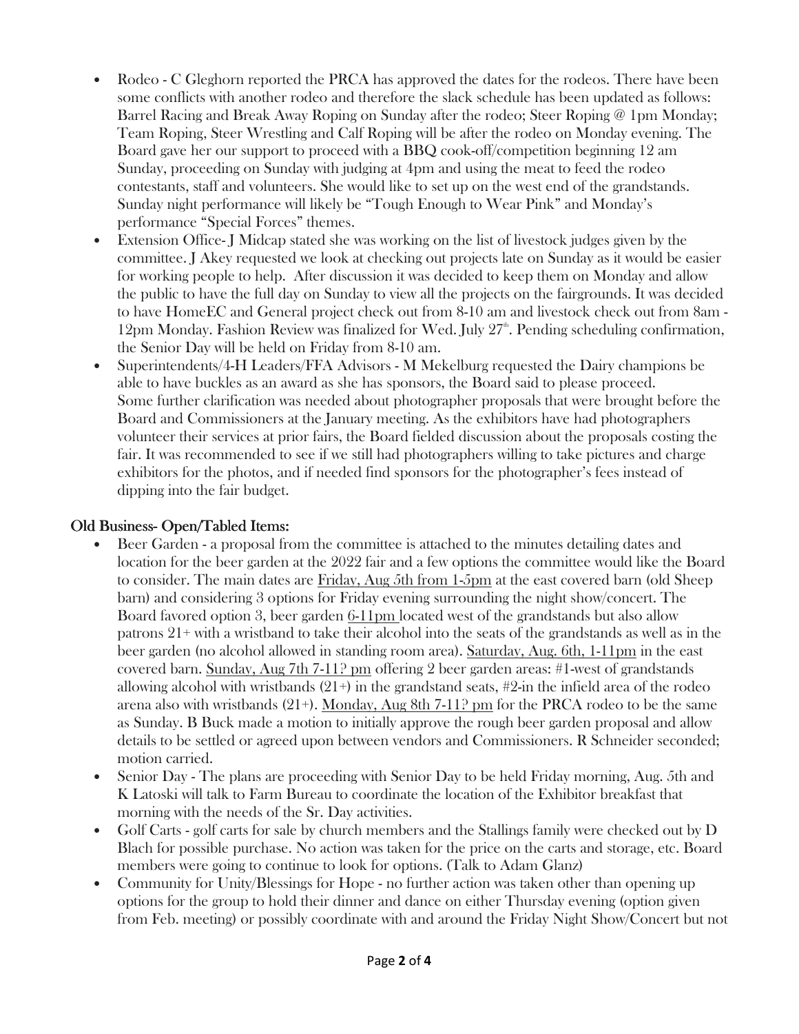- Rodeo - C Gleghorn reported the PRCA has approved the dates for the rodeos. There have been some conflicts with another rodeo and therefore the slack schedule has been updated as follows: Barrel Racing and Break Away Roping on Sunday after the rodeo; Steer Roping @ 1pm Monday; Team Roping, Steer Wrestling and Calf Roping will be after the rodeo on Monday evening. The Board gave her our support to proceed with a BBQ cook-off/competition beginning 12 am Sunday, proceeding on Sunday with judging at 4pm and using the meat to feed the rodeo contestants, staff and volunteers. She would like to set up on the west end of the grandstands. Sunday night performance will likely be "Tough Enough to Wear Pink" and Monday's performance "Special Forces" themes.
- Extension Office- J Midcap stated she was working on the list of livestock judges given by the committee. J Akey requested we look at checking out projects late on Sunday as it would be easier for working people to help. After discussion it was decided to keep them on Monday and allow the public to have the full day on Sunday to view all the projects on the fairgrounds. It was decided to have HomeEC and General project check out from 8-10 am and livestock check out from 8am - 12pm Monday. Fashion Review was finalized for Wed. July 27th. Pending scheduling confirmation, the Senior Day will be held on Friday from 8-10 am.
- Superintendents/4-H Leaders/FFA Advisors - M Mekelburg requested the Dairy champions be able to have buckles as an award as she has sponsors, the Board said to please proceed. Some further clarification was needed about photographer proposals that were brought before the Board and Commissioners at the January meeting. As the exhibitors have had photographers volunteer their services at prior fairs, the Board fielded discussion about the proposals costing the fair. It was recommended to see if we still had photographers willing to take pictures and charge exhibitors for the photos, and if needed find sponsors for the photographer's fees instead of dipping into the fair budget.

## Old Business- Open/Tabled Items:

- Beer Garden - a proposal from the committee is attached to the minutes detailing dates and location for the beer garden at the 2022 fair and a few options the committee would like the Board to consider. The main dates are Friday, Aug 5th from 1-5pm at the east covered barn (old Sheep barn) and considering 3 options for Friday evening surrounding the night show/concert. The Board favored option 3, beer garden 6-11pm located west of the grandstands but also allow patrons 21+ with a wristband to take their alcohol into the seats of the grandstands as well as in the beer garden (no alcohol allowed in standing room area). Saturday, Aug. 6th, 1-11pm in the east covered barn. Sunday, Aug 7th 7-11? pm offering 2 beer garden areas: #1-west of grandstands allowing alcohol with wristbands (21+) in the grandstand seats, #2-in the infield area of the rodeo arena also with wristbands (21+). Monday, Aug 8th 7-11? pm for the PRCA rodeo to be the same as Sunday. B Buck made a motion to initially approve the rough beer garden proposal and allow details to be settled or agreed upon between vendors and Commissioners. R Schneider seconded; motion carried.
- Senior Day - The plans are proceeding with Senior Day to be held Friday morning, Aug. 5th and K Latoski will talk to Farm Bureau to coordinate the location of the Exhibitor breakfast that morning with the needs of the Sr. Day activities.
- Golf Carts - golf carts for sale by church members and the Stallings family were checked out by D Blach for possible purchase. No action was taken for the price on the carts and storage, etc. Board members were going to continue to look for options. (Talk to Adam Glanz)
- Community for Unity/Blessings for Hope - no further action was taken other than opening up options for the group to hold their dinner and dance on either Thursday evening (option given from Feb. meeting) or possibly coordinate with and around the Friday Night Show/Concert but not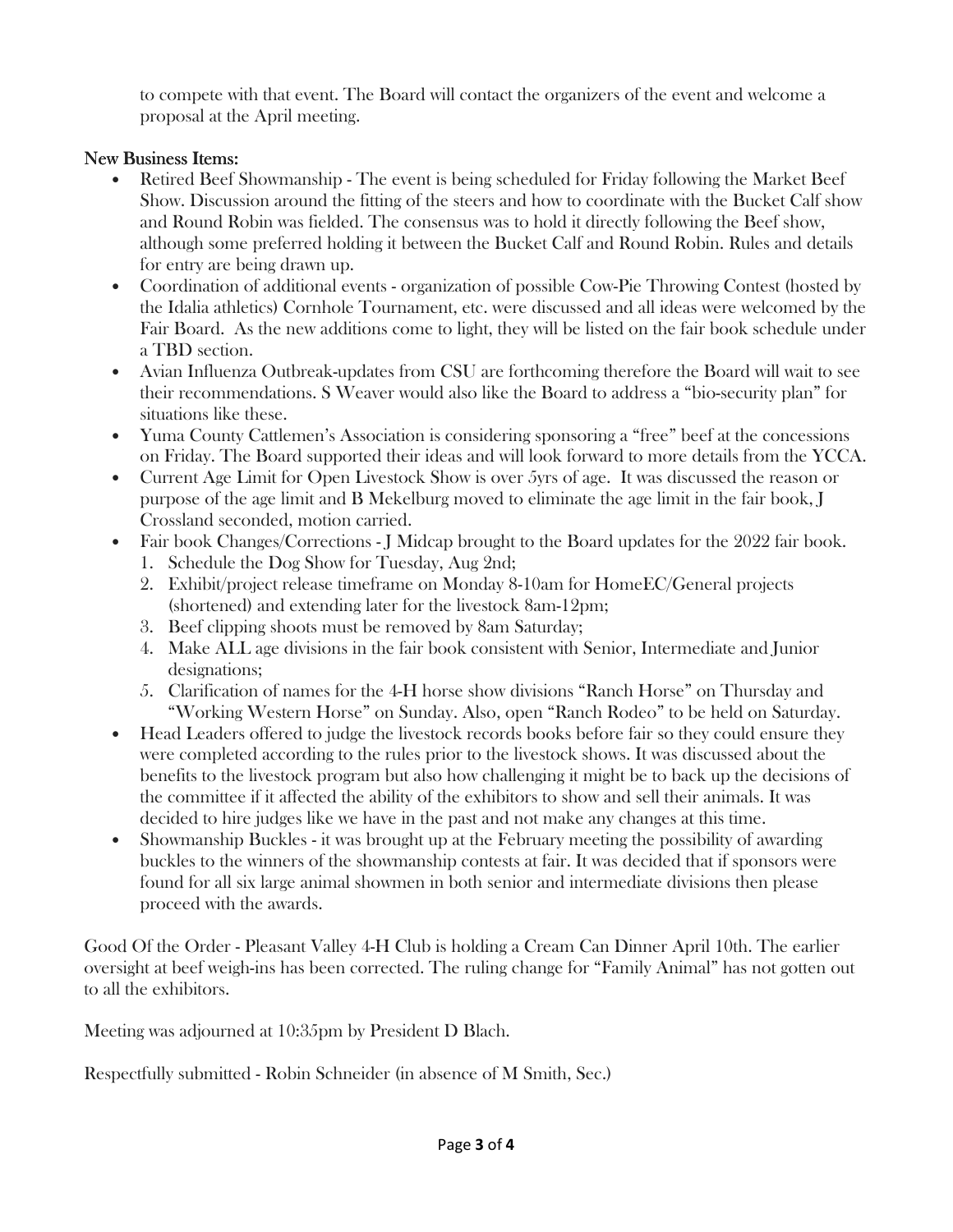to compete with that event. The Board will contact the organizers of the event and welcome a proposal at the April meeting.

**New Business Items:**

- Retired Beef Showmanship - The event is being scheduled for Friday following the Market Beef Show. Discussion around the fitting of the steers and how to coordinate with the Bucket Calf show and Round Robin was fielded. The consensus was to hold it directly following the Beef show, although some preferred holding it between the Bucket Calf and Round Robin. Rules and details for entry are being drawn up.
- Coordination of additional events - organization of possible Cow-Pie Throwing Contest (hosted by the Idalia athletics) Cornhole Tournament, etc. were discussed and all ideas were welcomed by the Fair Board. As the new additions come to light, they will be listed on the fair book schedule under a TBD section.
- Avian Influenza Outbreak-updates from CSU are forthcoming therefore the Board will wait to see their recommendations. S Weaver would also like the Board to address a "bio-security plan" for situations like these.
- Yuma County Cattlemen's Association is considering sponsoring a "free" beef at the concessions on Friday. The Board supported their ideas and will look forward to more details from the YCCA.
- Current Age Limit for Open Livestock Show is over 5yrs of age. It was discussed the reason or purpose of the age limit and B Mekelburg moved to eliminate the age limit in the fair book, J Crossland seconded, motion carried.
- Fair book Changes/Corrections - J Midcap brought to the Board updates for the 2022 fair book.
  1. Schedule the Dog Show for Tuesday, Aug 2nd;
  2. Exhibit/project release timeframe on Monday 8-10am for HomeEC/General projects (shortened) and extending later for the livestock 8am-12pm;
  3. Beef clipping shoots must be removed by 8am Saturday;
  4. Make ALL age divisions in the fair book consistent with Senior, Intermediate and Junior designations;
  5. Clarification of names for the 4-H horse show divisions "Ranch Horse" on Thursday and "Working Western Horse" on Sunday. Also, open "Ranch Rodeo" to be held on Saturday.
- Head Leaders offered to judge the livestock records books before fair so they could ensure they were completed according to the rules prior to the livestock shows. It was discussed about the benefits to the livestock program but also how challenging it might be to back up the decisions of the committee if it affected the ability of the exhibitors to show and sell their animals. It was decided to hire judges like we have in the past and not make any changes at this time.
- Showmanship Buckles - it was brought up at the February meeting the possibility of awarding buckles to the winners of the showmanship contests at fair. It was decided that if sponsors were found for all six large animal showmen in both senior and intermediate divisions then please proceed with the awards.

Good Of the Order - Pleasant Valley 4-H Club is holding a Cream Can Dinner April 10th. The earlier oversight at beef weigh-ins has been corrected. The ruling change for "Family Animal" has not gotten out to all the exhibitors.

Meeting was adjourned at 10:35pm by President D Blach.

Respectfully submitted - Robin Schneider (in absence of M Smith, Sec.)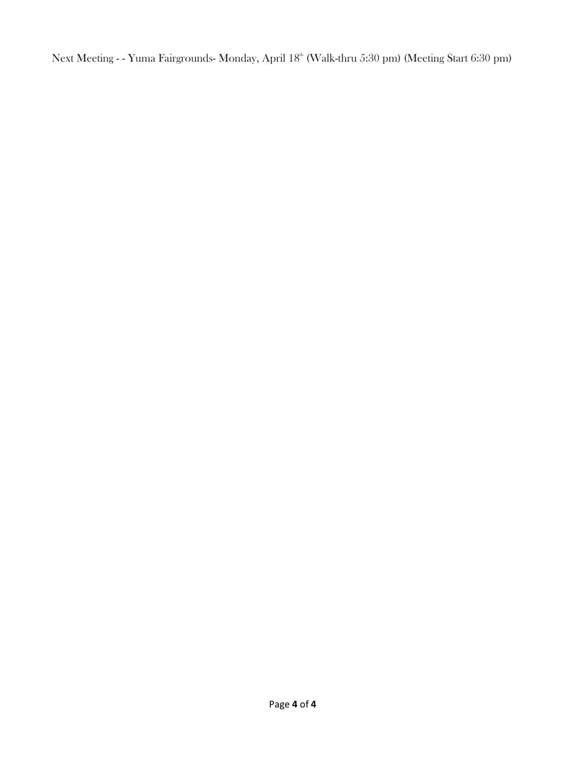Next Meeting - - Yuma Fairgrounds- Monday, April 18th (Walk-thru 5:30 pm) (Meeting Start 6:30 pm)